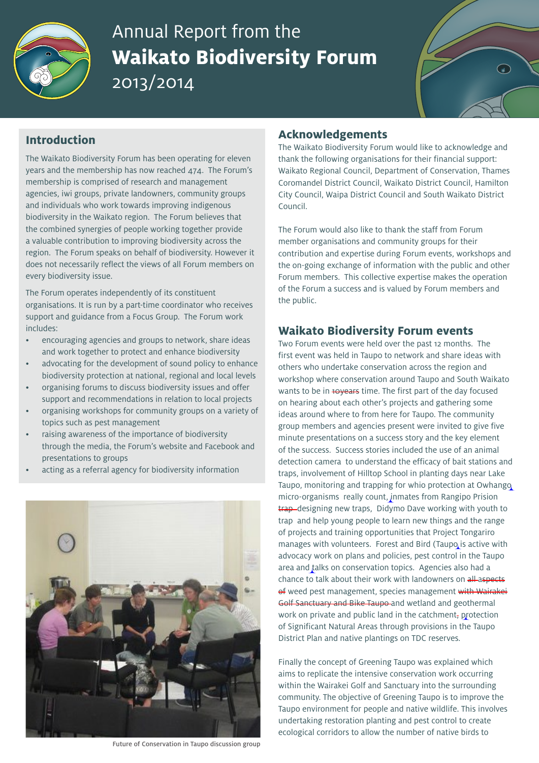# Annual Report from the **Waikato Biodiversity Forum** 2013/2014

## Introduction

The Waikato Biodiversity Forum has been operating for eleven years and the membership has now reached 474. The Forum's membership is comprised of research and management agencies, iwi groups, private landowners, community groups and individuals who work towards improving indigenous biodiversity in the Waikato region. The Forum believes that the combined synergies of people working together provide a valuable contribution to improving biodiversity across the region. The Forum speaks on behalf of biodiversity. However it does not necessarily reflect the views of all Forum members on every biodiversity issue.

The Forum operates independently of its constituent organisations. It is run by a part-time coordinator who receives support and guidance from a Focus Group. The Forum work includes:

- encouraging agencies and groups to network, share ideas and work together to protect and enhance biodiversity
- advocating for the development of sound policy to enhance biodiversity protection at national, regional and local levels
- organising forums to discuss biodiversity issues and offer support and recommendations in relation to local projects
- organising workshops for community groups on a variety of topics such as pest management
- raising awareness of the importance of biodiversity through the media, the Forum's website and Facebook and presentations to groups
- acting as a referral agency for biodiversity information

Future of Conservation in Taupo discussion group

## Acknowledgements

The Waikato Biodiversity Forum would like to acknowledge and thank the following organisations for their financial support: Waikato Regional Council, Department of Conservation, Thames Coromandel District Council, Waikato District Council, Hamilton City Council, Waipa District Council and South Waikato District Council.

The Forum would also like to thank the staff from Forum member organisations and community groups for their contribution and expertise during Forum events, workshops and the on-going exchange of information with the public and other Forum members. This collective expertise makes the operation of the Forum a success and is valued by Forum members and the public.

## Waikato Biodiversity Forum events

Two Forum events were held over the past 12 months. The first event was held in Taupo to network and share ideas with others who undertake conservation across the region and workshop where conservation around Taupo and South Waikato wants to be in ~~10years~~ time. The first part of the day focused on hearing about each other's projects and gathering some ideas around where to from here for Taupo. The community group members and agencies present were invited to give five minute presentations on a success story and the key element of the success. Success stories included the use of an animal detection camera to understand the efficacy of bait stations and traps, involvement of Hilltop School in planting days near Lake Taupo, monitoring and trapping for whio protection at Owhango micro-organisms really count, inmates from Rangipo Prision ~~trap~~ designing new traps, Didymo Dave working with youth to trap and help young people to learn new things and the range of projects and training opportunities that Project Tongariro manages with volunteers. Forest and Bird (Taupo is active with advocacy work on plans and policies, pest control in the Taupo area and talks on conservation topics. Agencies also had a chance to talk about their work with landowners on ~~all aspects of~~ weed pest management, species management ~~with Wairakei Golf Sanctuary and Bike Taupo~~ and wetland and geothermal work on private and public land in the catchment~~,~~ protection of Significant Natural Areas through provisions in the Taupo District Plan and native plantings on TDC reserves.

Finally the concept of Greening Taupo was explained which aims to replicate the intensive conservation work occurring within the Wairakei Golf and Sanctuary into the surrounding community. The objective of Greening Taupo is to improve the Taupo environment for people and native wildlife. This involves undertaking restoration planting and pest control to create ecological corridors to allow the number of native birds to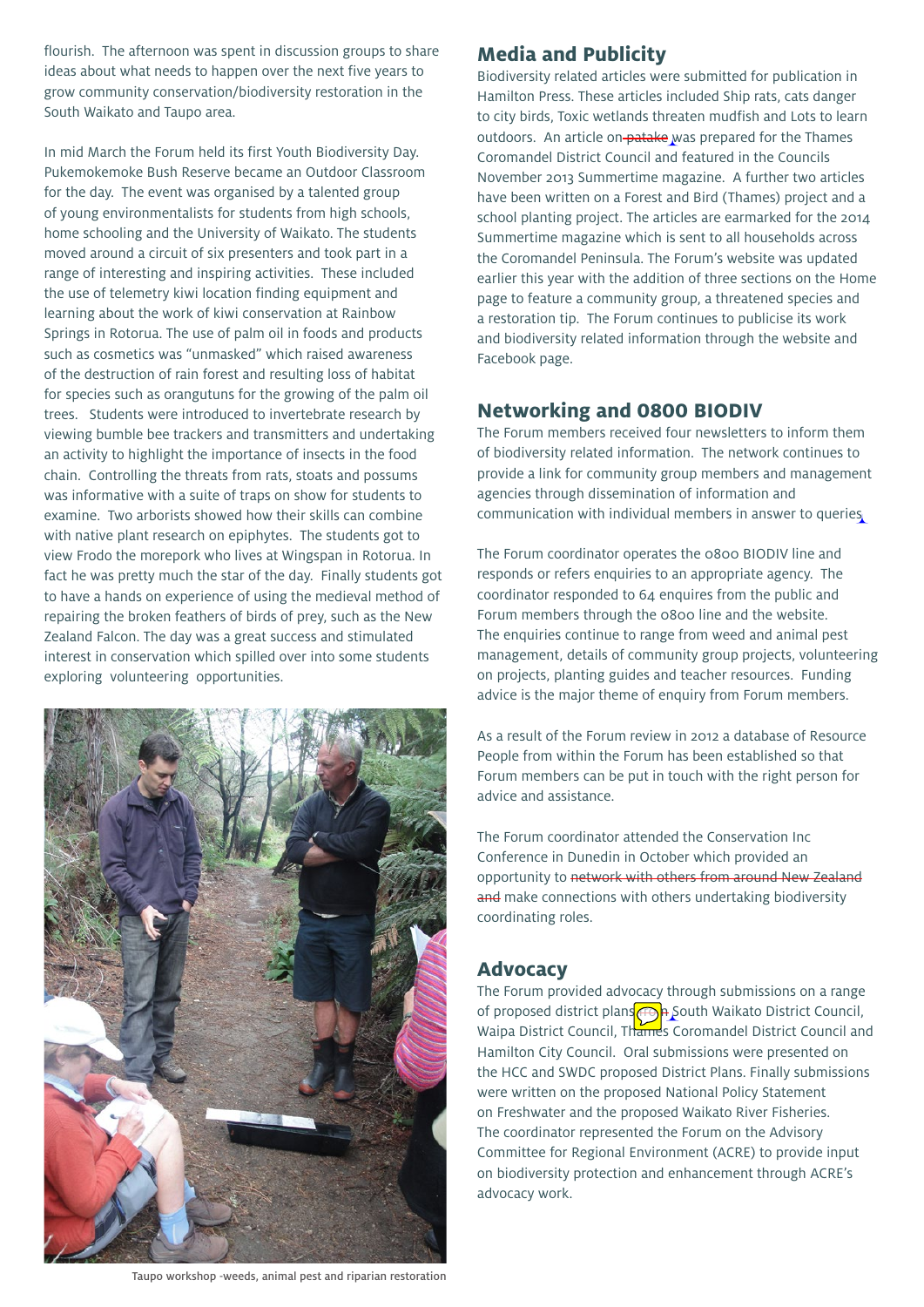flourish. The afternoon was spent in discussion groups to share ideas about what needs to happen over the next five years to grow community conservation/biodiversity restoration in the South Waikato and Taupo area.

In mid March the Forum held its first Youth Biodiversity Day. Pukemokemoke Bush Reserve became an Outdoor Classroom for the day. The event was organised by a talented group of young environmentalists for students from high schools, home schooling and the University of Waikato. The students moved around a circuit of six presenters and took part in a range of interesting and inspiring activities. These included the use of telemetry kiwi location finding equipment and learning about the work of kiwi conservation at Rainbow Springs in Rotorua. The use of palm oil in foods and products such as cosmetics was "unmasked" which raised awareness of the destruction of rain forest and resulting loss of habitat for species such as orangutuns for the growing of the palm oil trees. Students were introduced to invertebrate research by viewing bumble bee trackers and transmitters and undertaking an activity to highlight the importance of insects in the food chain. Controlling the threats from rats, stoats and possums was informative with a suite of traps on show for students to examine. Two arborists showed how their skills can combine with native plant research on epiphytes. The students got to view Frodo the morepork who lives at Wingspan in Rotorua. In fact he was pretty much the star of the day. Finally students got to have a hands on experience of using the medieval method of repairing the broken feathers of birds of prey, such as the New Zealand Falcon. The day was a great success and stimulated interest in conservation which spilled over into some students exploring volunteering opportunities.

Taupo workshop -weeds, animal pest and riparian restoration

## Media and Publicity

Biodiversity related articles were submitted for publication in Hamilton Press. These articles included Ship rats, cats danger to city birds, Toxic wetlands threaten mudfish and Lots to learn outdoors. An article on ~~patake~~ was prepared for the Thames Coromandel District Council and featured in the Councils November 2013 Summertime magazine. A further two articles have been written on a Forest and Bird (Thames) project and a school planting project. The articles are earmarked for the 2014 Summertime magazine which is sent to all households across the Coromandel Peninsula. The Forum's website was updated earlier this year with the addition of three sections on the Home page to feature a community group, a threatened species and a restoration tip. The Forum continues to publicise its work and biodiversity related information through the website and Facebook page.

## Networking and 0800 BIODIV

The Forum members received four newsletters to inform them of biodiversity related information. The network continues to provide a link for community group members and management agencies through dissemination of information and communication with individual members in answer to queries.

The Forum coordinator operates the 0800 BIODIV line and responds or refers enquiries to an appropriate agency. The coordinator responded to 64 enquires from the public and Forum members through the 0800 line and the website. The enquiries continue to range from weed and animal pest management, details of community group projects, volunteering on projects, planting guides and teacher resources. Funding advice is the major theme of enquiry from Forum members.

As a result of the Forum review in 2012 a database of Resource People from within the Forum has been established so that Forum members can be put in touch with the right person for advice and assistance.

The Forum coordinator attended the Conservation Inc Conference in Dunedin in October which provided an opportunity to ~~network with others from around New Zealand and~~ make connections with others undertaking biodiversity coordinating roles.

## Advocacy

The Forum provided advocacy through submissions on a range of proposed district plans ~~in~~ South Waikato District Council, Waipa District Council, Thames Coromandel District Council and Hamilton City Council. Oral submissions were presented on the HCC and SWDC proposed District Plans. Finally submissions were written on the proposed National Policy Statement on Freshwater and the proposed Waikato River Fisheries. The coordinator represented the Forum on the Advisory Committee for Regional Environment (ACRE) to provide input on biodiversity protection and enhancement through ACRE's advocacy work.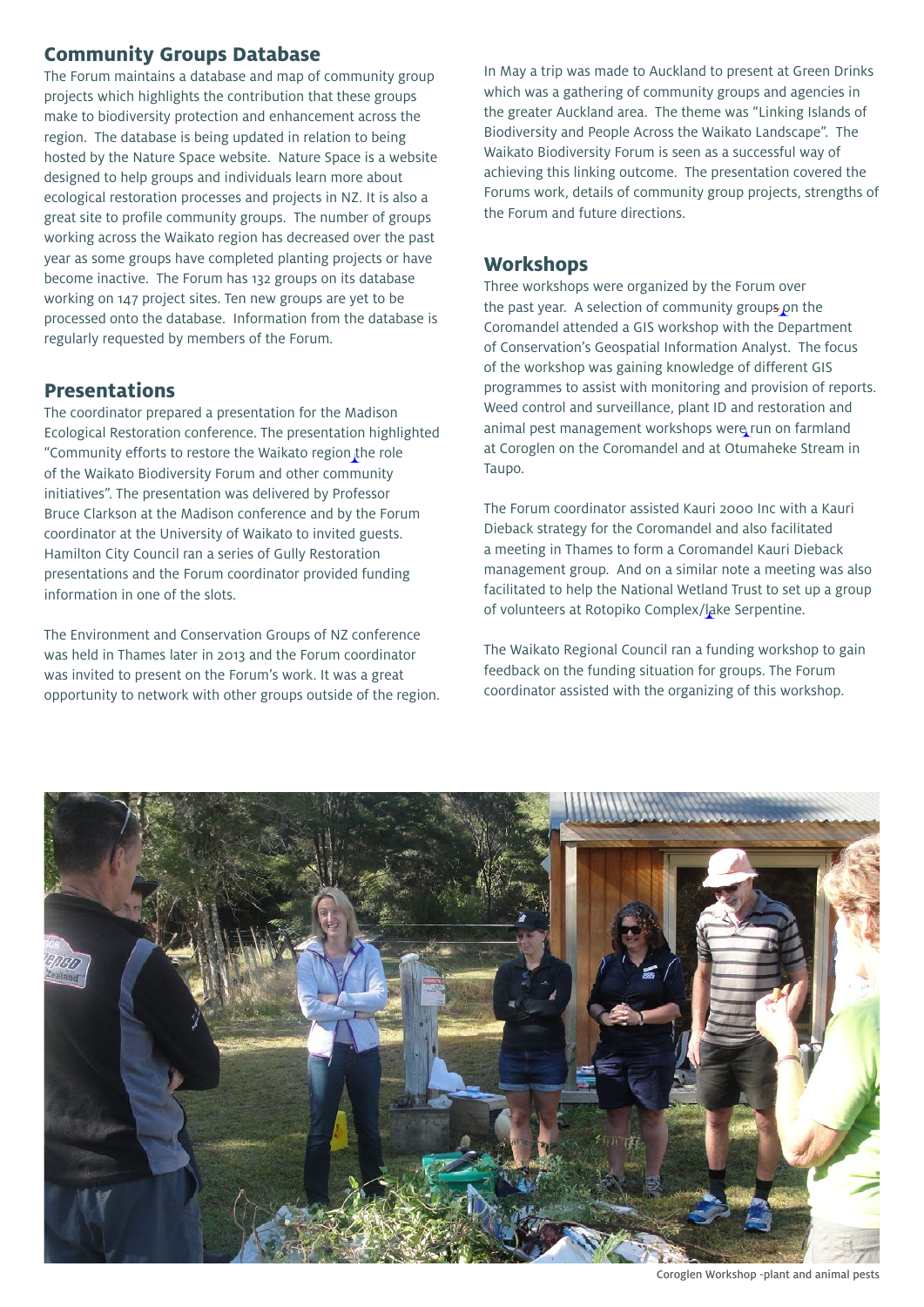## Community Groups Database

The Forum maintains a database and map of community group projects which highlights the contribution that these groups make to biodiversity protection and enhancement across the region. The database is being updated in relation to being hosted by the Nature Space website. Nature Space is a website designed to help groups and individuals learn more about ecological restoration processes and projects in NZ. It is also a great site to profile community groups. The number of groups working across the Waikato region has decreased over the past year as some groups have completed planting projects or have become inactive. The Forum has 132 groups on its database working on 147 project sites. Ten new groups are yet to be processed onto the database. Information from the database is regularly requested by members of the Forum.

## Presentations

The coordinator prepared a presentation for the Madison Ecological Restoration conference. The presentation highlighted "Community efforts to restore the Waikato region the role of the Waikato Biodiversity Forum and other community initiatives". The presentation was delivered by Professor Bruce Clarkson at the Madison conference and by the Forum coordinator at the University of Waikato to invited guests. Hamilton City Council ran a series of Gully Restoration presentations and the Forum coordinator provided funding information in one of the slots.

The Environment and Conservation Groups of NZ conference was held in Thames later in 2013 and the Forum coordinator was invited to present on the Forum's work. It was a great opportunity to network with other groups outside of the region.

In May a trip was made to Auckland to present at Green Drinks which was a gathering of community groups and agencies in the greater Auckland area. The theme was "Linking Islands of Biodiversity and People Across the Waikato Landscape". The Waikato Biodiversity Forum is seen as a successful way of achieving this linking outcome. The presentation covered the Forums work, details of community group projects, strengths of the Forum and future directions.

## Workshops

Three workshops were organized by the Forum over the past year. A selection of community groups on the Coromandel attended a GIS workshop with the Department of Conservation's Geospatial Information Analyst. The focus of the workshop was gaining knowledge of different GIS programmes to assist with monitoring and provision of reports. Weed control and surveillance, plant ID and restoration and animal pest management workshops were run on farmland at Coroglen on the Coromandel and at Otumaheke Stream in Taupo.

The Forum coordinator assisted Kauri 2000 Inc with a Kauri Dieback strategy for the Coromandel and also facilitated a meeting in Thames to form a Coromandel Kauri Dieback management group. And on a similar note a meeting was also facilitated to help the National Wetland Trust to set up a group of volunteers at Rotopiko Complex/lake Serpentine.

The Waikato Regional Council ran a funding workshop to gain feedback on the funding situation for groups. The Forum coordinator assisted with the organizing of this workshop.

Coroglen Workshop -plant and animal pests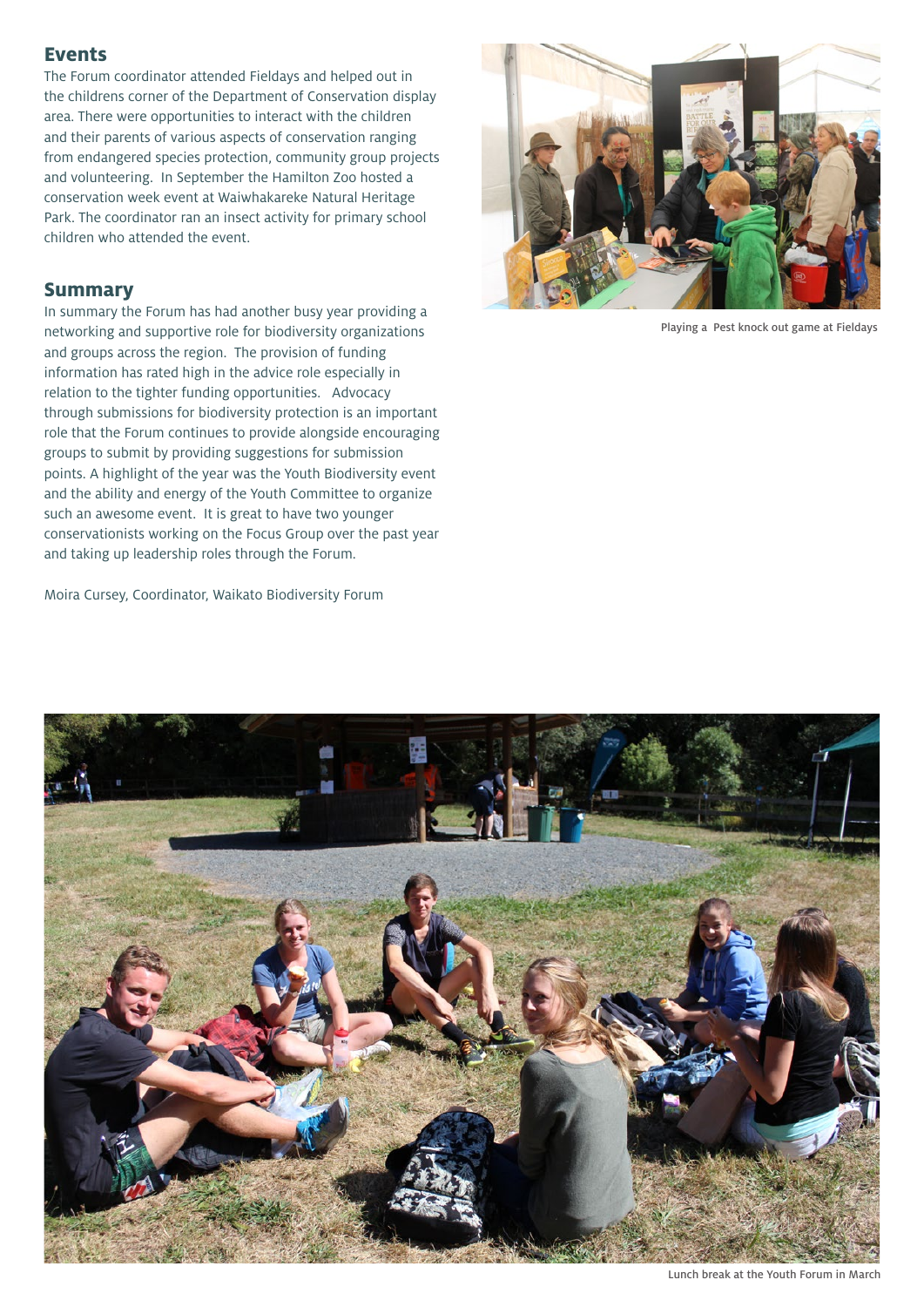## Events

The Forum coordinator attended Fieldays and helped out in the childrens corner of the Department of Conservation display area. There were opportunities to interact with the children and their parents of various aspects of conservation ranging from endangered species protection, community group projects and volunteering. In September the Hamilton Zoo hosted a conservation week event at Waiwhakareke Natural Heritage Park. The coordinator ran an insect activity for primary school children who attended the event.

Playing a Pest knock out game at Fieldays

## Summary

In summary the Forum has had another busy year providing a networking and supportive role for biodiversity organizations and groups across the region. The provision of funding information has rated high in the advice role especially in relation to the tighter funding opportunities. Advocacy through submissions for biodiversity protection is an important role that the Forum continues to provide alongside encouraging groups to submit by providing suggestions for submission points. A highlight of the year was the Youth Biodiversity event and the ability and energy of the Youth Committee to organize such an awesome event. It is great to have two younger conservationists working on the Focus Group over the past year and taking up leadership roles through the Forum.

Moira Cursey, Coordinator, Waikato Biodiversity Forum

Lunch break at the Youth Forum in March